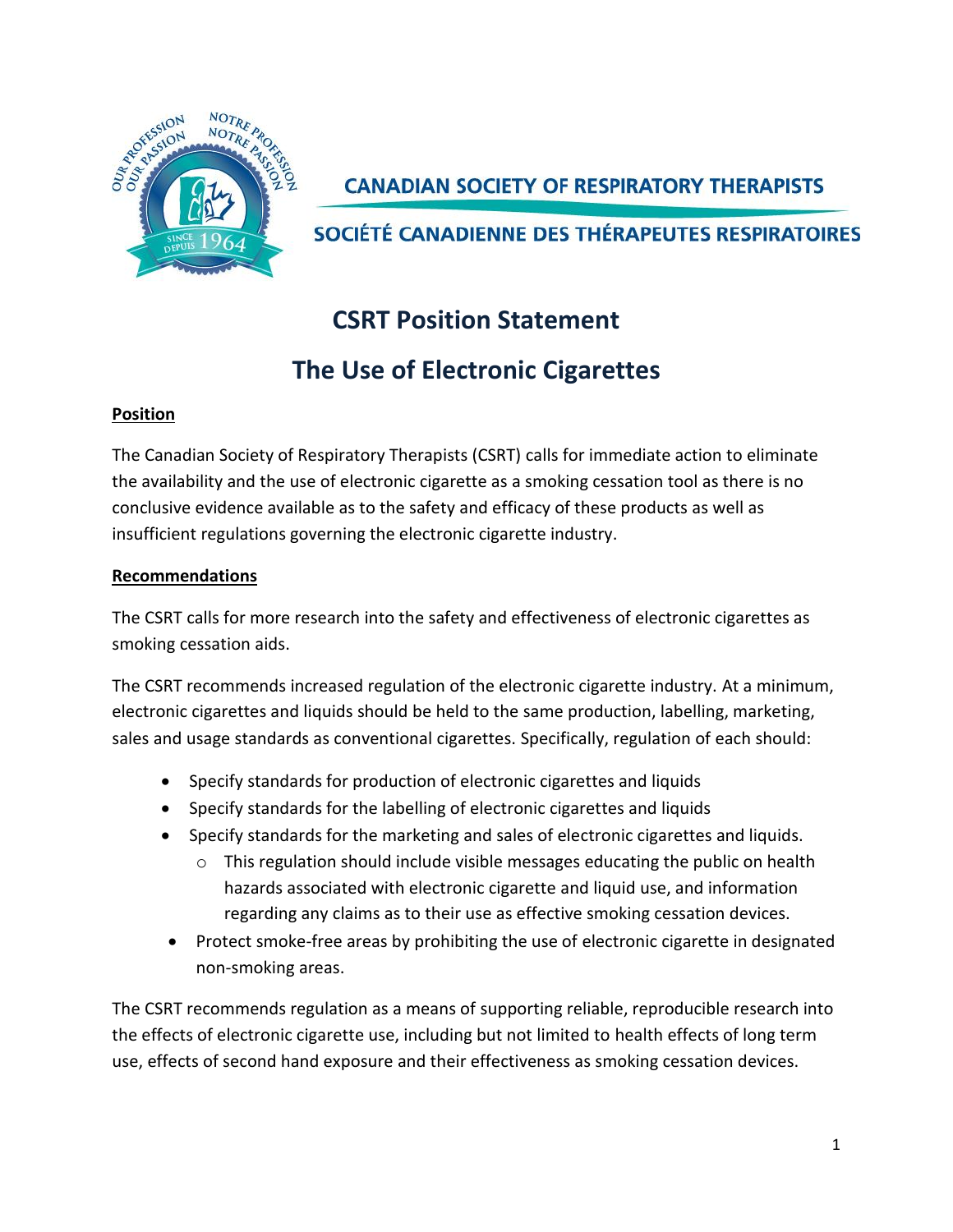CANADIAN SOCIETY OF RESPIRATORY THERAPISTS

SOCIÉTÉ CANADIENNE DES THÉRAPEUTES RESPIRATOIRES

# CSRT Position Statement

# The Use of Electronic Cigarettes

**Position**

The Canadian Society of Respiratory Therapists (CSRT) calls for immediate action to eliminate the availability and the use of electronic cigarette as a smoking cessation tool as there is no conclusive evidence available as to the safety and efficacy of these products as well as insufficient regulations governing the electronic cigarette industry.

**Recommendations**

The CSRT calls for more research into the safety and effectiveness of electronic cigarettes as smoking cessation aids.

The CSRT recommends increased regulation of the electronic cigarette industry. At a minimum, electronic cigarettes and liquids should be held to the same production, labelling, marketing, sales and usage standards as conventional cigarettes. Specifically, regulation of each should:

- Specify standards for production of electronic cigarettes and liquids
- Specify standards for the labelling of electronic cigarettes and liquids
- Specify standards for the marketing and sales of electronic cigarettes and liquids.
  - This regulation should include visible messages educating the public on health hazards associated with electronic cigarette and liquid use, and information regarding any claims as to their use as effective smoking cessation devices.
- Protect smoke-free areas by prohibiting the use of electronic cigarette in designated non-smoking areas.

The CSRT recommends regulation as a means of supporting reliable, reproducible research into the effects of electronic cigarette use, including but not limited to health effects of long term use, effects of second hand exposure and their effectiveness as smoking cessation devices.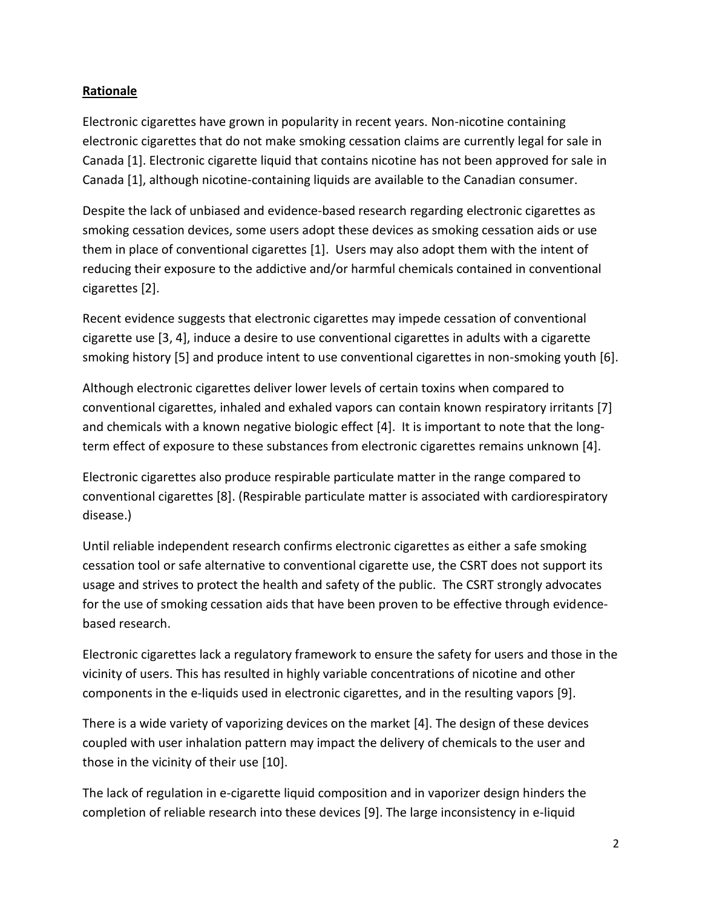**Rationale**

Electronic cigarettes have grown in popularity in recent years. Non-nicotine containing electronic cigarettes that do not make smoking cessation claims are currently legal for sale in Canada [1]. Electronic cigarette liquid that contains nicotine has not been approved for sale in Canada [1], although nicotine-containing liquids are available to the Canadian consumer.

Despite the lack of unbiased and evidence-based research regarding electronic cigarettes as smoking cessation devices, some users adopt these devices as smoking cessation aids or use them in place of conventional cigarettes [1]. Users may also adopt them with the intent of reducing their exposure to the addictive and/or harmful chemicals contained in conventional cigarettes [2].

Recent evidence suggests that electronic cigarettes may impede cessation of conventional cigarette use [3, 4], induce a desire to use conventional cigarettes in adults with a cigarette smoking history [5] and produce intent to use conventional cigarettes in non-smoking youth [6].

Although electronic cigarettes deliver lower levels of certain toxins when compared to conventional cigarettes, inhaled and exhaled vapors can contain known respiratory irritants [7] and chemicals with a known negative biologic effect [4]. It is important to note that the long-term effect of exposure to these substances from electronic cigarettes remains unknown [4].

Electronic cigarettes also produce respirable particulate matter in the range compared to conventional cigarettes [8]. (Respirable particulate matter is associated with cardiorespiratory disease.)

Until reliable independent research confirms electronic cigarettes as either a safe smoking cessation tool or safe alternative to conventional cigarette use, the CSRT does not support its usage and strives to protect the health and safety of the public. The CSRT strongly advocates for the use of smoking cessation aids that have been proven to be effective through evidence-based research.

Electronic cigarettes lack a regulatory framework to ensure the safety for users and those in the vicinity of users. This has resulted in highly variable concentrations of nicotine and other components in the e-liquids used in electronic cigarettes, and in the resulting vapors [9].

There is a wide variety of vaporizing devices on the market [4]. The design of these devices coupled with user inhalation pattern may impact the delivery of chemicals to the user and those in the vicinity of their use [10].

The lack of regulation in e-cigarette liquid composition and in vaporizer design hinders the completion of reliable research into these devices [9]. The large inconsistency in e-liquid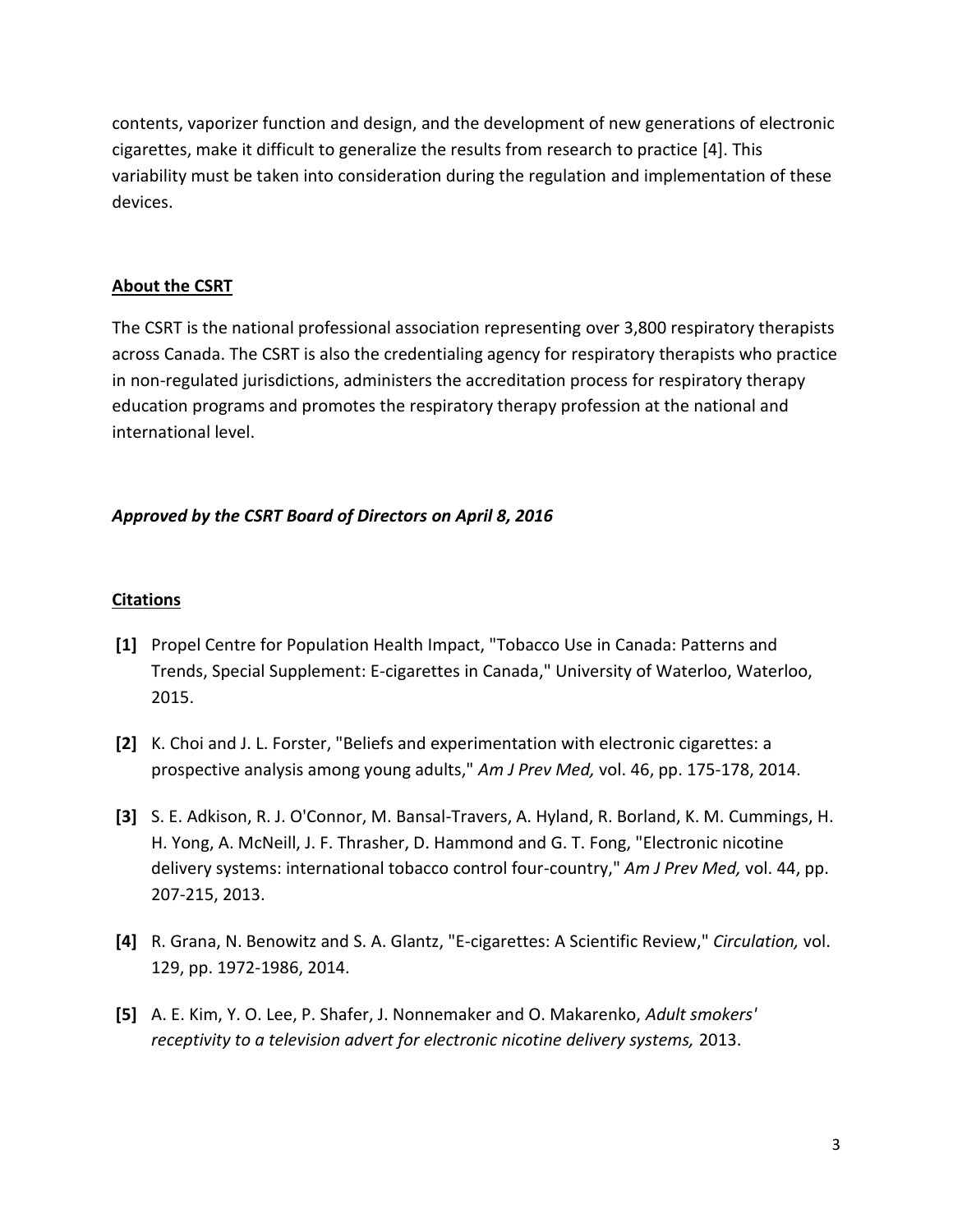contents, vaporizer function and design, and the development of new generations of electronic cigarettes, make it difficult to generalize the results from research to practice [4]. This variability must be taken into consideration during the regulation and implementation of these devices.

## About the CSRT

The CSRT is the national professional association representing over 3,800 respiratory therapists across Canada. The CSRT is also the credentialing agency for respiratory therapists who practice in non-regulated jurisdictions, administers the accreditation process for respiratory therapy education programs and promotes the respiratory therapy profession at the national and international level.

***Approved by the CSRT Board of Directors on April 8, 2016***

## Citations

**[1]** Propel Centre for Population Health Impact, "Tobacco Use in Canada: Patterns and Trends, Special Supplement: E-cigarettes in Canada," University of Waterloo, Waterloo, 2015.

**[2]** K. Choi and J. L. Forster, "Beliefs and experimentation with electronic cigarettes: a prospective analysis among young adults," *Am J Prev Med,* vol. 46, pp. 175-178, 2014.

**[3]** S. E. Adkison, R. J. O'Connor, M. Bansal-Travers, A. Hyland, R. Borland, K. M. Cummings, H. H. Yong, A. McNeill, J. F. Thrasher, D. Hammond and G. T. Fong, "Electronic nicotine delivery systems: international tobacco control four-country," *Am J Prev Med,* vol. 44, pp. 207-215, 2013.

**[4]** R. Grana, N. Benowitz and S. A. Glantz, "E-cigarettes: A Scientific Review," *Circulation,* vol. 129, pp. 1972-1986, 2014.

**[5]** A. E. Kim, Y. O. Lee, P. Shafer, J. Nonnemaker and O. Makarenko, *Adult smokers' receptivity to a television advert for electronic nicotine delivery systems,* 2013.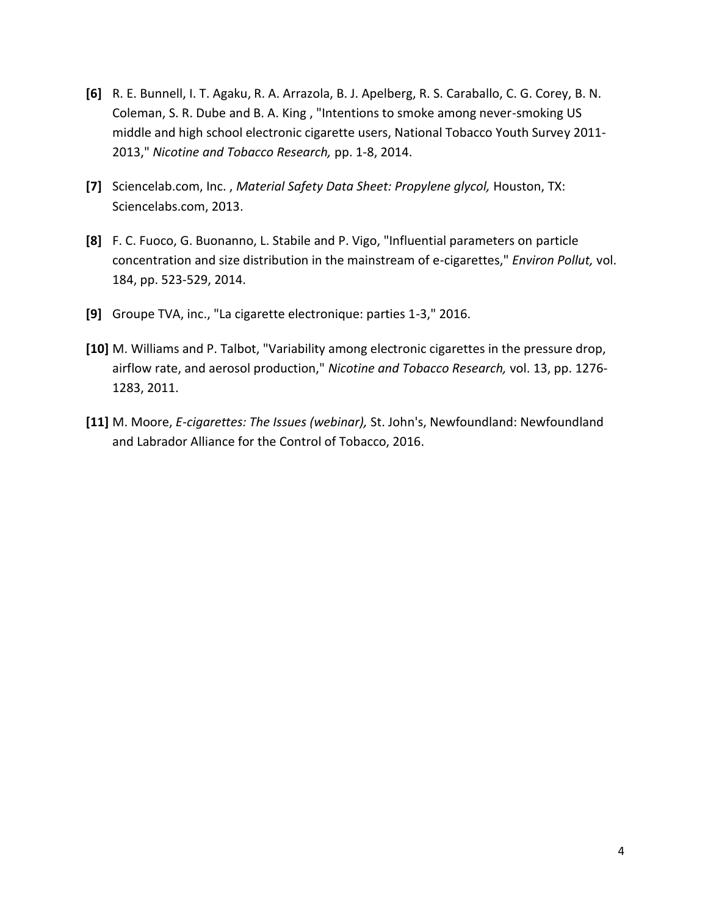**[6]** R. E. Bunnell, I. T. Agaku, R. A. Arrazola, B. J. Apelberg, R. S. Caraballo, C. G. Corey, B. N. Coleman, S. R. Dube and B. A. King , "Intentions to smoke among never-smoking US middle and high school electronic cigarette users, National Tobacco Youth Survey 2011-2013," *Nicotine and Tobacco Research,* pp. 1-8, 2014.

**[7]** Sciencelab.com, Inc. , *Material Safety Data Sheet: Propylene glycol,* Houston, TX: Sciencelabs.com, 2013.

**[8]** F. C. Fuoco, G. Buonanno, L. Stabile and P. Vigo, "Influential parameters on particle concentration and size distribution in the mainstream of e-cigarettes," *Environ Pollut,* vol. 184, pp. 523-529, 2014.

**[9]** Groupe TVA, inc., "La cigarette electronique: parties 1-3," 2016.

**[10]** M. Williams and P. Talbot, "Variability among electronic cigarettes in the pressure drop, airflow rate, and aerosol production," *Nicotine and Tobacco Research,* vol. 13, pp. 1276-1283, 2011.

**[11]** M. Moore, *E-cigarettes: The Issues (webinar),* St. John's, Newfoundland: Newfoundland and Labrador Alliance for the Control of Tobacco, 2016.